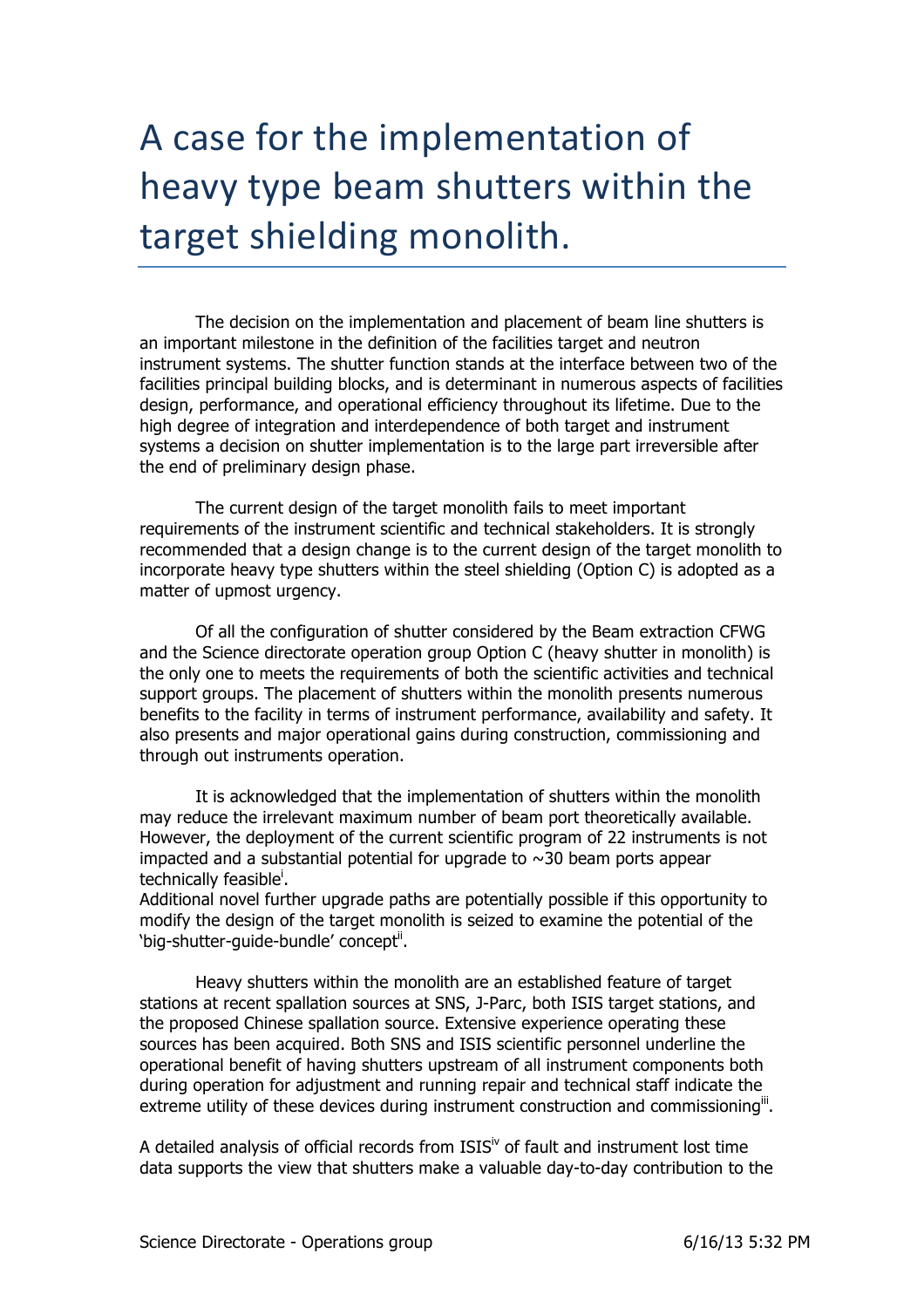# A case for the implementation of heavy type beam shutters within the target shielding monolith.

The decision on the implementation and placement of beam line shutters is an important milestone in the definition of the facilities target and neutron instrument systems. The shutter function stands at the interface between two of the facilities principal building blocks, and is determinant in numerous aspects of facilities design, performance, and operational efficiency throughout its lifetime. Due to the high degree of integration and interdependence of both target and instrument systems a decision on shutter implementation is to the large part irreversible after the end of preliminary design phase.

The current design of the target monolith fails to meet important requirements of the instrument scientific and technical stakeholders. It is strongly recommended that a design change is to the current design of the target monolith to incorporate heavy type shutters within the steel shielding (Option C) is adopted as a matter of upmost urgency.

Of all the configuration of shutter considered by the Beam extraction CFWG and the Science directorate operation group Option C (heavy shutter in monolith) is the only one to meets the requirements of both the scientific activities and technical support groups. The placement of shutters within the monolith presents numerous benefits to the facility in terms of instrument performance, availability and safety. It also presents and major operational gains during construction, commissioning and through out instruments operation.

It is acknowledged that the implementation of shutters within the monolith may reduce the irrelevant maximum number of beam port theoretically available. However, the deployment of the current scientific program of 22 instruments is not impacted and a substantial potential for upgrade to ~30 beam ports appear technically feasible[i].
Additional novel further upgrade paths are potentially possible if this opportunity to modify the design of the target monolith is seized to examine the potential of the 'big-shutter-guide-bundle' concept[ii].

Heavy shutters within the monolith are an established feature of target stations at recent spallation sources at SNS, J-Parc, both ISIS target stations, and the proposed Chinese spallation source. Extensive experience operating these sources has been acquired. Both SNS and ISIS scientific personnel underline the operational benefit of having shutters upstream of all instrument components both during operation for adjustment and running repair and technical staff indicate the extreme utility of these devices during instrument construction and commissioning[iii].

A detailed analysis of official records from ISIS[iv] of fault and instrument lost time data supports the view that shutters make a valuable day-to-day contribution to the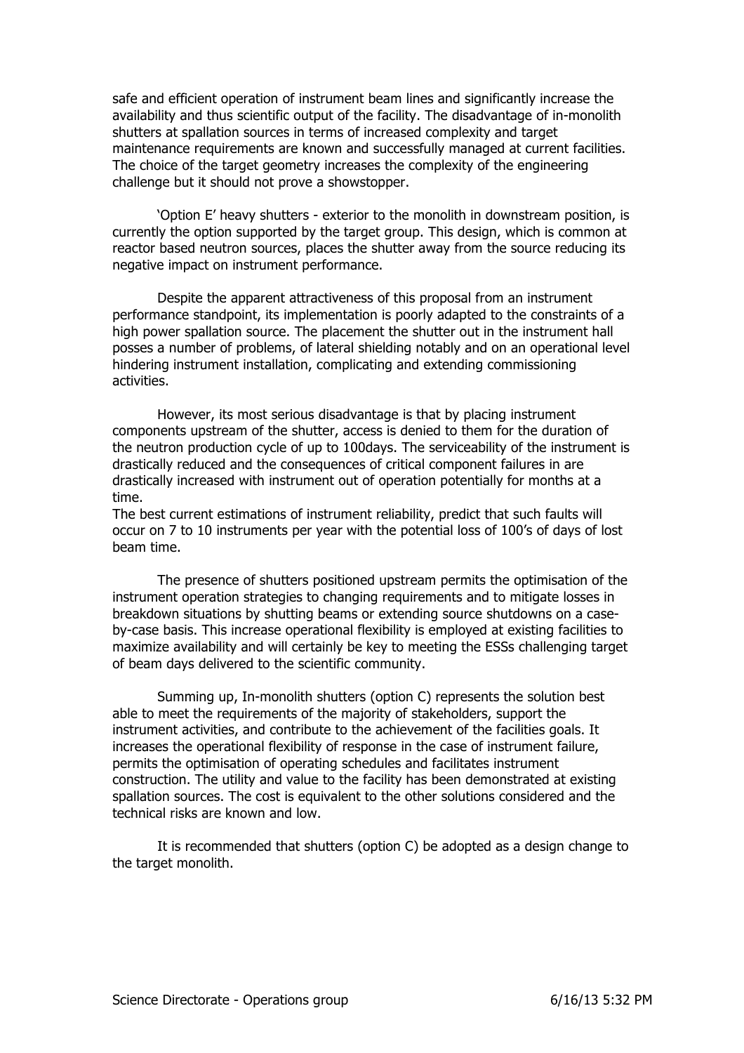safe and efficient operation of instrument beam lines and significantly increase the availability and thus scientific output of the facility. The disadvantage of in-monolith shutters at spallation sources in terms of increased complexity and target maintenance requirements are known and successfully managed at current facilities. The choice of the target geometry increases the complexity of the engineering challenge but it should not prove a showstopper.

'Option E' heavy shutters - exterior to the monolith in downstream position, is currently the option supported by the target group. This design, which is common at reactor based neutron sources, places the shutter away from the source reducing its negative impact on instrument performance.

Despite the apparent attractiveness of this proposal from an instrument performance standpoint, its implementation is poorly adapted to the constraints of a high power spallation source. The placement the shutter out in the instrument hall posses a number of problems, of lateral shielding notably and on an operational level hindering instrument installation, complicating and extending commissioning activities.

However, its most serious disadvantage is that by placing instrument components upstream of the shutter, access is denied to them for the duration of the neutron production cycle of up to 100days. The serviceability of the instrument is drastically reduced and the consequences of critical component failures in are drastically increased with instrument out of operation potentially for months at a time.
The best current estimations of instrument reliability, predict that such faults will occur on 7 to 10 instruments per year with the potential loss of 100's of days of lost beam time.

The presence of shutters positioned upstream permits the optimisation of the instrument operation strategies to changing requirements and to mitigate losses in breakdown situations by shutting beams or extending source shutdowns on a case-by-case basis. This increase operational flexibility is employed at existing facilities to maximize availability and will certainly be key to meeting the ESSs challenging target of beam days delivered to the scientific community.

Summing up, In-monolith shutters (option C) represents the solution best able to meet the requirements of the majority of stakeholders, support the instrument activities, and contribute to the achievement of the facilities goals. It increases the operational flexibility of response in the case of instrument failure, permits the optimisation of operating schedules and facilitates instrument construction. The utility and value to the facility has been demonstrated at existing spallation sources. The cost is equivalent to the other solutions considered and the technical risks are known and low.

It is recommended that shutters (option C) be adopted as a design change to the target monolith.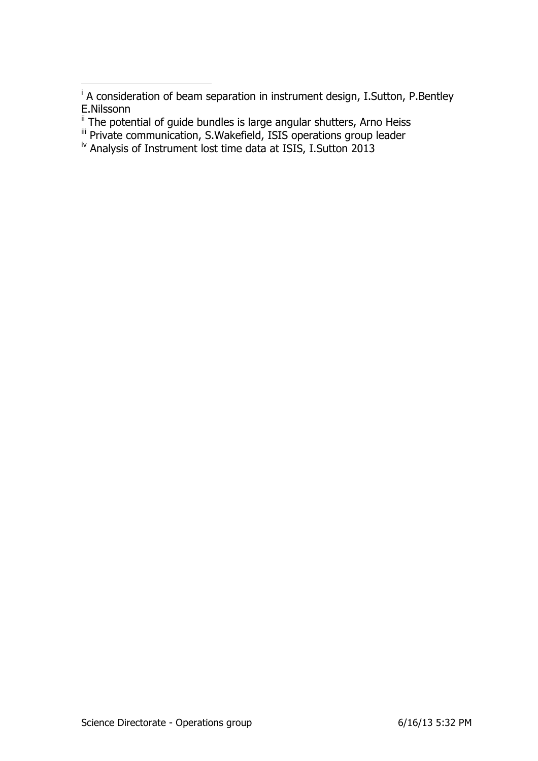---

[i] A consideration of beam separation in instrument design, I.Sutton, P.Bentley E.Nilssonn

[ii] The potential of guide bundles is large angular shutters, Arno Heiss

[iii] Private communication, S.Wakefield, ISIS operations group leader

[iv] Analysis of Instrument lost time data at ISIS, I.Sutton 2013